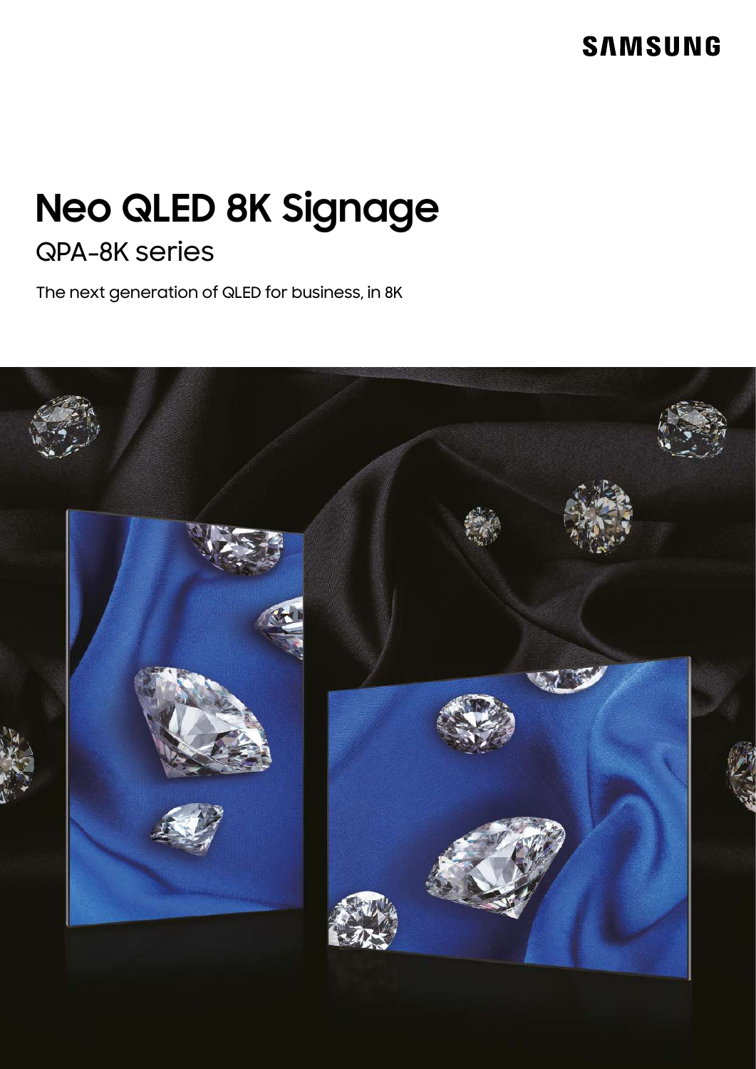SAMSUNG

# Neo QLED 8K Signage

## QPA-8K series

The next generation of QLED for business, in 8K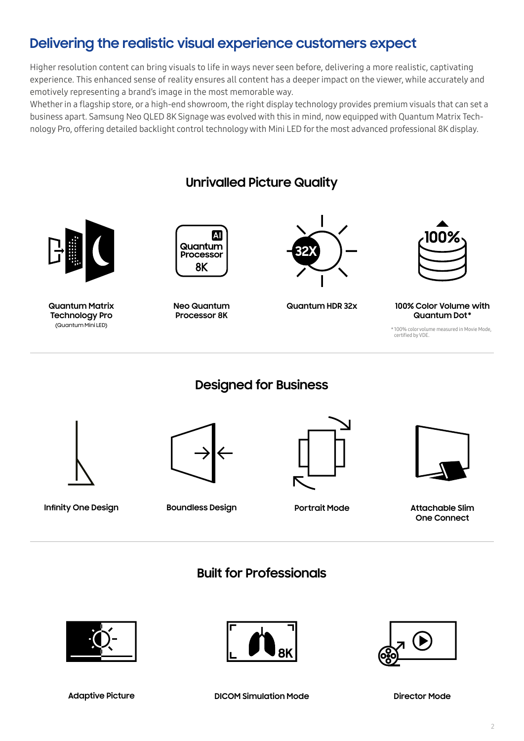# Delivering the realistic visual experience customers expect

Higher resolution content can bring visuals to life in ways never seen before, delivering a more realistic, captivating experience. This enhanced sense of reality ensures all content has a deeper impact on the viewer, while accurately and emotively representing a brand's image in the most memorable way.
Whether in a flagship store, or a high-end showroom, the right display technology provides premium visuals that can set a business apart. Samsung Neo QLED 8K Signage was evolved with this in mind, now equipped with Quantum Matrix Technology Pro, offering detailed backlight control technology with Mini LED for the most advanced professional 8K display.

## Unrivalled Picture Quality

**Quantum Matrix Technology Pro**
(Quantum Mini LED)

**Neo Quantum Processor 8K**

**Quantum HDR 32x**

**100% Color Volume with Quantum Dot***

*100% color volume measured in Movie Mode, certified by VDE.

## Designed for Business

**Infinity One Design**

**Boundless Design**

**Portrait Mode**

**Attachable Slim One Connect**

## Built for Professionals

**Adaptive Picture**

**DICOM Simulation Mode**

**Director Mode**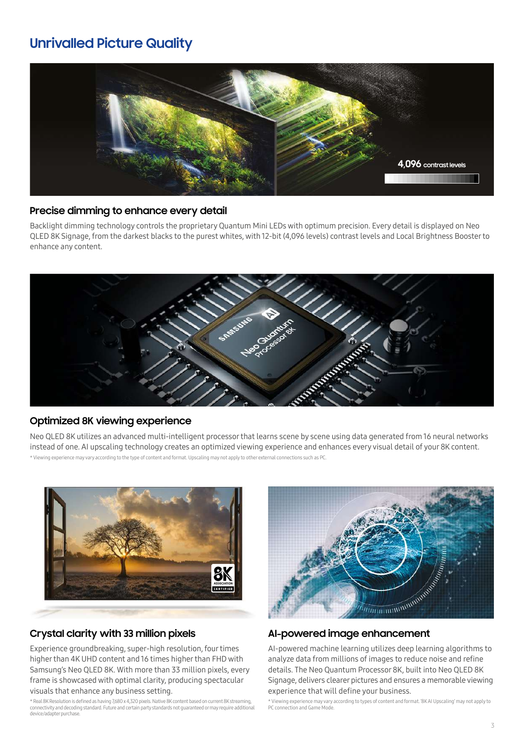# Unrivalled Picture Quality

## Precise dimming to enhance every detail

Backlight dimming technology controls the proprietary Quantum Mini LEDs with optimum precision. Every detail is displayed on Neo QLED 8K Signage, from the darkest blacks to the purest whites, with 12-bit (4,096 levels) contrast levels and Local Brightness Booster to enhance any content.

## Optimized 8K viewing experience

Neo QLED 8K utilizes an advanced multi-intelligent processor that learns scene by scene using data generated from 16 neural networks instead of one. AI upscaling technology creates an optimized viewing experience and enhances every visual detail of your 8K content.

* Viewing experience may vary according to the type of content and format. Upscaling may not apply to other external connections such as PC.

## Crystal clarity with 33 million pixels

Experience groundbreaking, super-high resolution, four times higher than 4K UHD content and 16 times higher than FHD with Samsung's Neo QLED 8K. With more than 33 million pixels, every frame is showcased with optimal clarity, producing spectacular visuals that enhance any business setting.

* Real 8K Resolution is defined as having 7,680 x 4,320 pixels. Native 8K content based on current 8K streaming, connectivity and decoding standard. Future and certain party standards not guaranteed or may require additional device/adapter purchase.

## AI-powered image enhancement

AI-powered machine learning utilizes deep learning algorithms to analyze data from millions of images to reduce noise and refine details. The Neo Quantum Processor 8K, built into Neo QLED 8K Signage, delivers clearer pictures and ensures a memorable viewing experience that will define your business.

* Viewing experience may vary according to types of content and format. '8K AI Upscaling' may not apply to PC connection and Game Mode.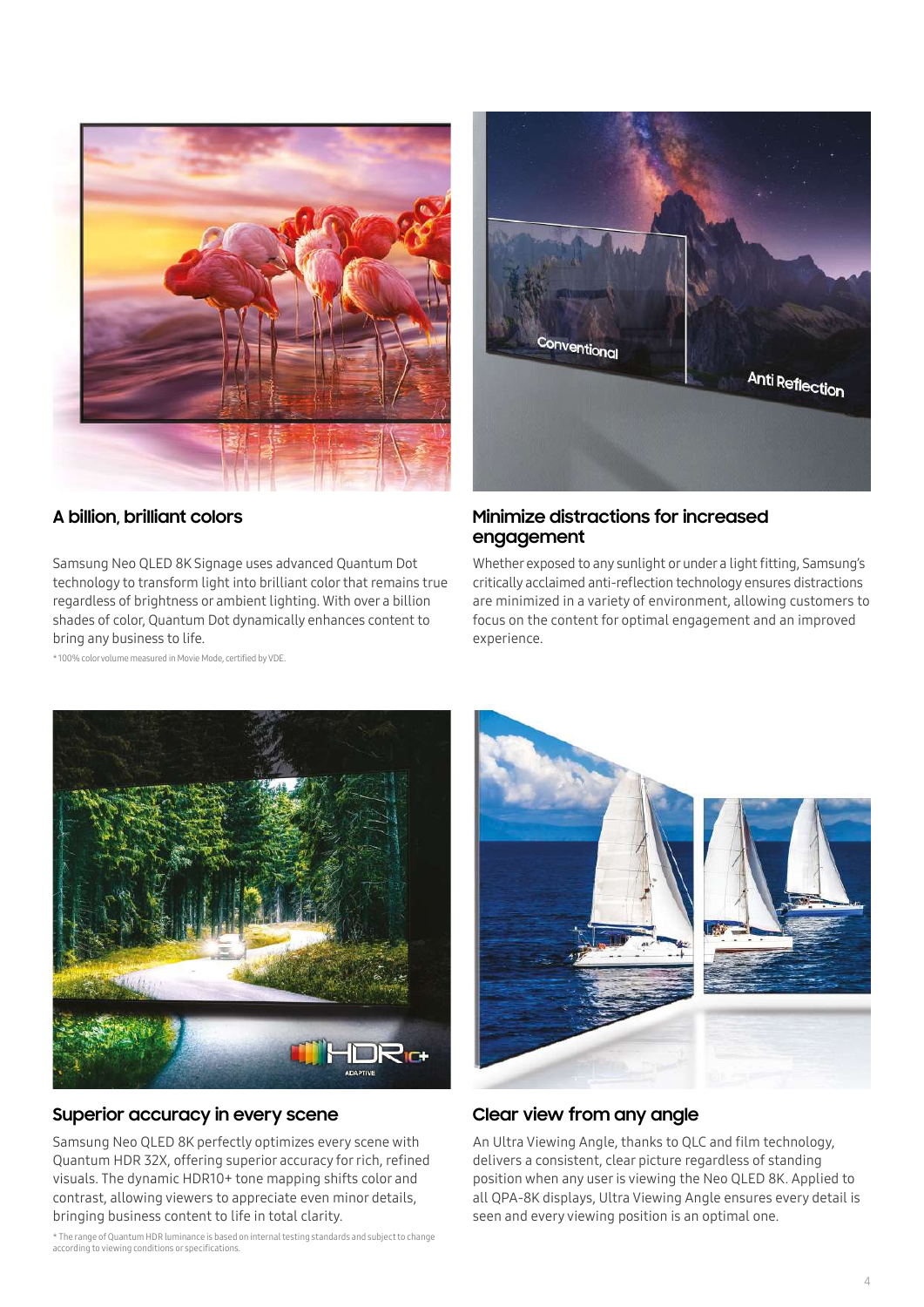## A billion, brilliant colors

Samsung Neo QLED 8K Signage uses advanced Quantum Dot technology to transform light into brilliant color that remains true regardless of brightness or ambient lighting. With over a billion shades of color, Quantum Dot dynamically enhances content to bring any business to life.

* 100% color volume measured in Movie Mode, certified by VDE.

## Minimize distractions for increased engagement

Whether exposed to any sunlight or under a light fitting, Samsung's critically acclaimed anti-reflection technology ensures distractions are minimized in a variety of environment, allowing customers to focus on the content for optimal engagement and an improved experience.

## Superior accuracy in every scene

Samsung Neo QLED 8K perfectly optimizes every scene with Quantum HDR 32X, offering superior accuracy for rich, refined visuals. The dynamic HDR10+ tone mapping shifts color and contrast, allowing viewers to appreciate even minor details, bringing business content to life in total clarity.

* The range of Quantum HDR luminance is based on internal testing standards and subject to change according to viewing conditions or specifications.

## Clear view from any angle

An Ultra Viewing Angle, thanks to QLC and film technology, delivers a consistent, clear picture regardless of standing position when any user is viewing the Neo QLED 8K. Applied to all QPA-8K displays, Ultra Viewing Angle ensures every detail is seen and every viewing position is an optimal one.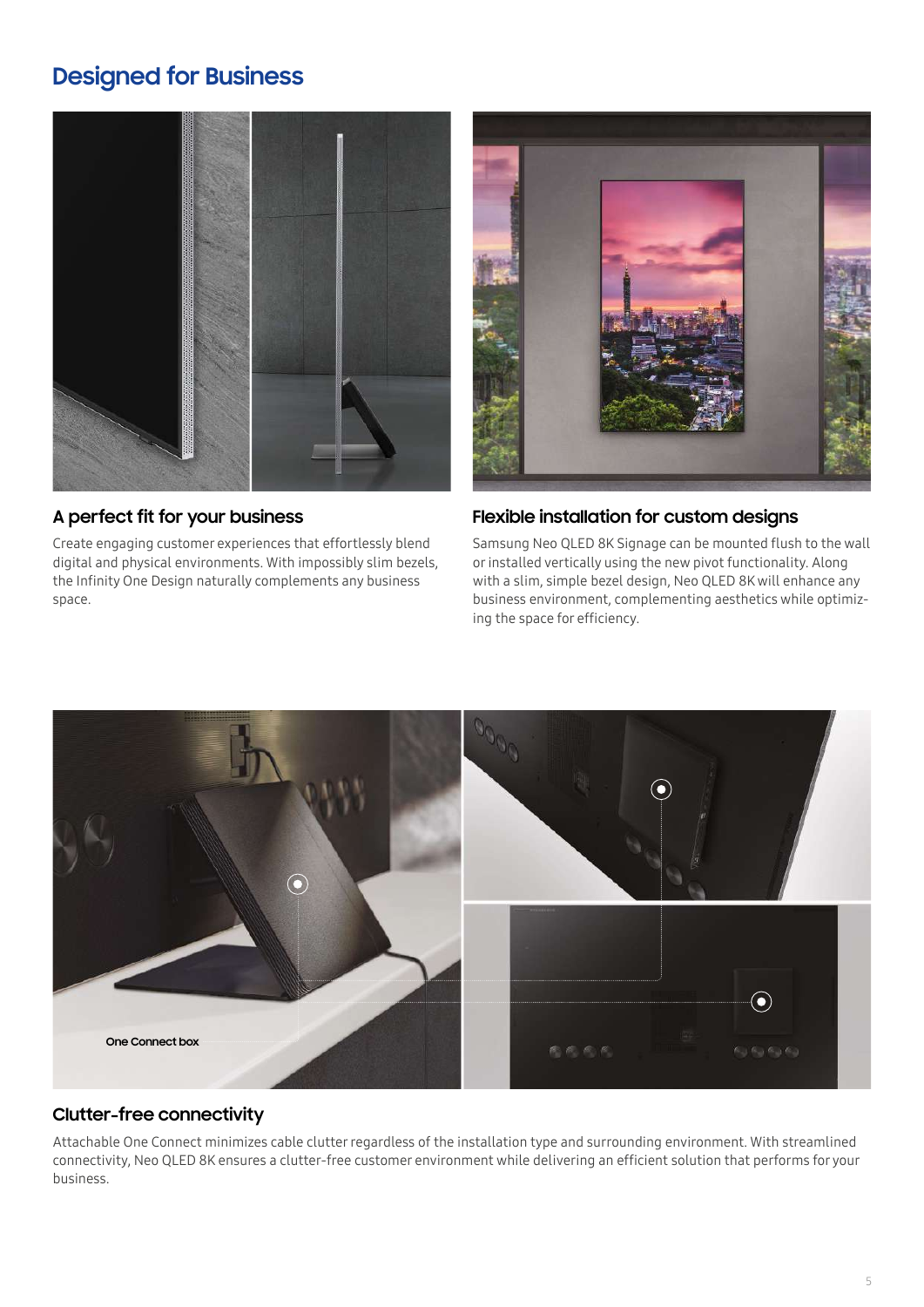## Designed for Business

### A perfect fit for your business

Create engaging customer experiences that effortlessly blend digital and physical environments. With impossibly slim bezels, the Infinity One Design naturally complements any business space.

### Flexible installation for custom designs

Samsung Neo QLED 8K Signage can be mounted flush to the wall or installed vertically using the new pivot functionality. Along with a slim, simple bezel design, Neo QLED 8K will enhance any business environment, complementing aesthetics while optimizing the space for efficiency.

One Connect box

### Clutter-free connectivity

Attachable One Connect minimizes cable clutter regardless of the installation type and surrounding environment. With streamlined connectivity, Neo QLED 8K ensures a clutter-free customer environment while delivering an efficient solution that performs for your business.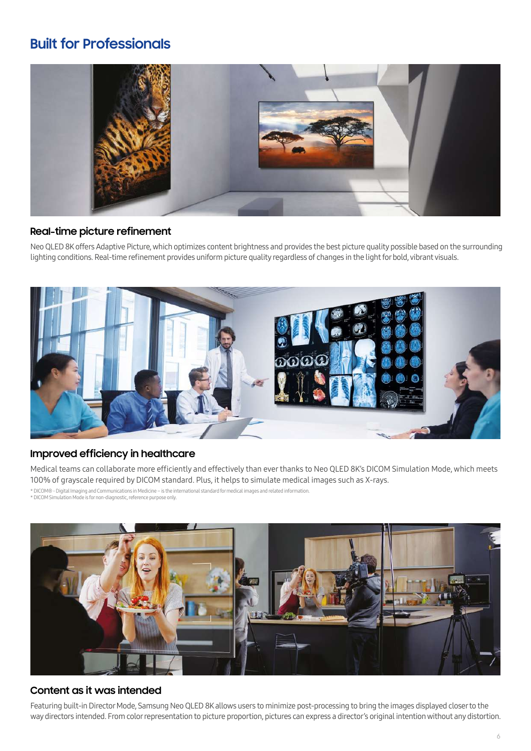# Built for Professionals

## Real-time picture refinement

Neo QLED 8K offers Adaptive Picture, which optimizes content brightness and provides the best picture quality possible based on the surrounding lighting conditions. Real-time refinement provides uniform picture quality regardless of changes in the light for bold, vibrant visuals.

## Improved efficiency in healthcare

Medical teams can collaborate more efficiently and effectively than ever thanks to Neo QLED 8K's DICOM Simulation Mode, which meets 100% of grayscale required by DICOM standard. Plus, it helps to simulate medical images such as X-rays.

* DICOM® - Digital Imaging and Communications in Medicine – is the international standard for medical images and related information.
* DICOM Simulation Mode is for non-diagnostic, reference purpose only.

## Content as it was intended

Featuring built-in Director Mode, Samsung Neo QLED 8K allows users to minimize post-processing to bring the images displayed closer to the way directors intended. From color representation to picture proportion, pictures can express a director's original intention without any distortion.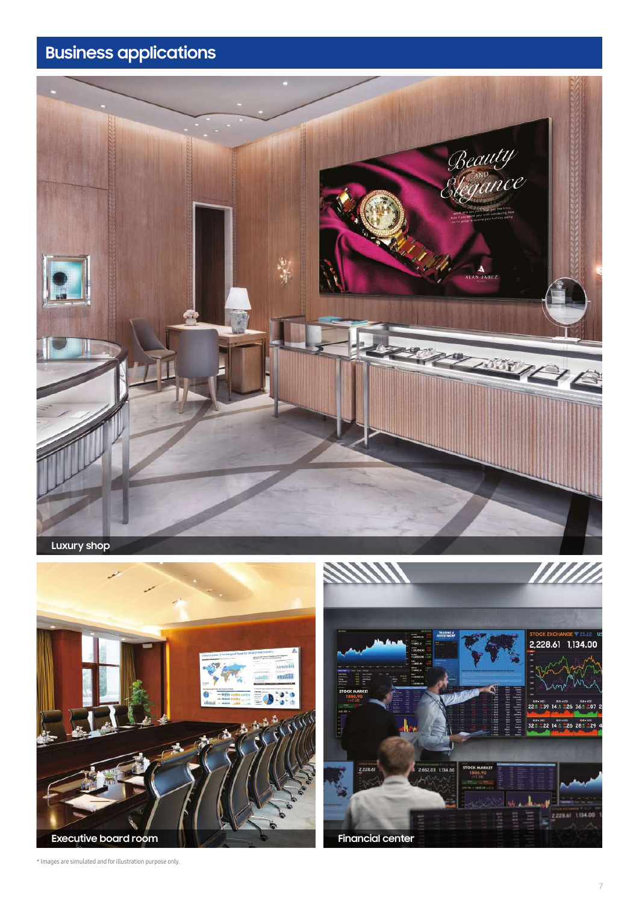# Business applications

Luxury shop

Executive board room

Financial center

* Images are simulated and for illustration purpose only.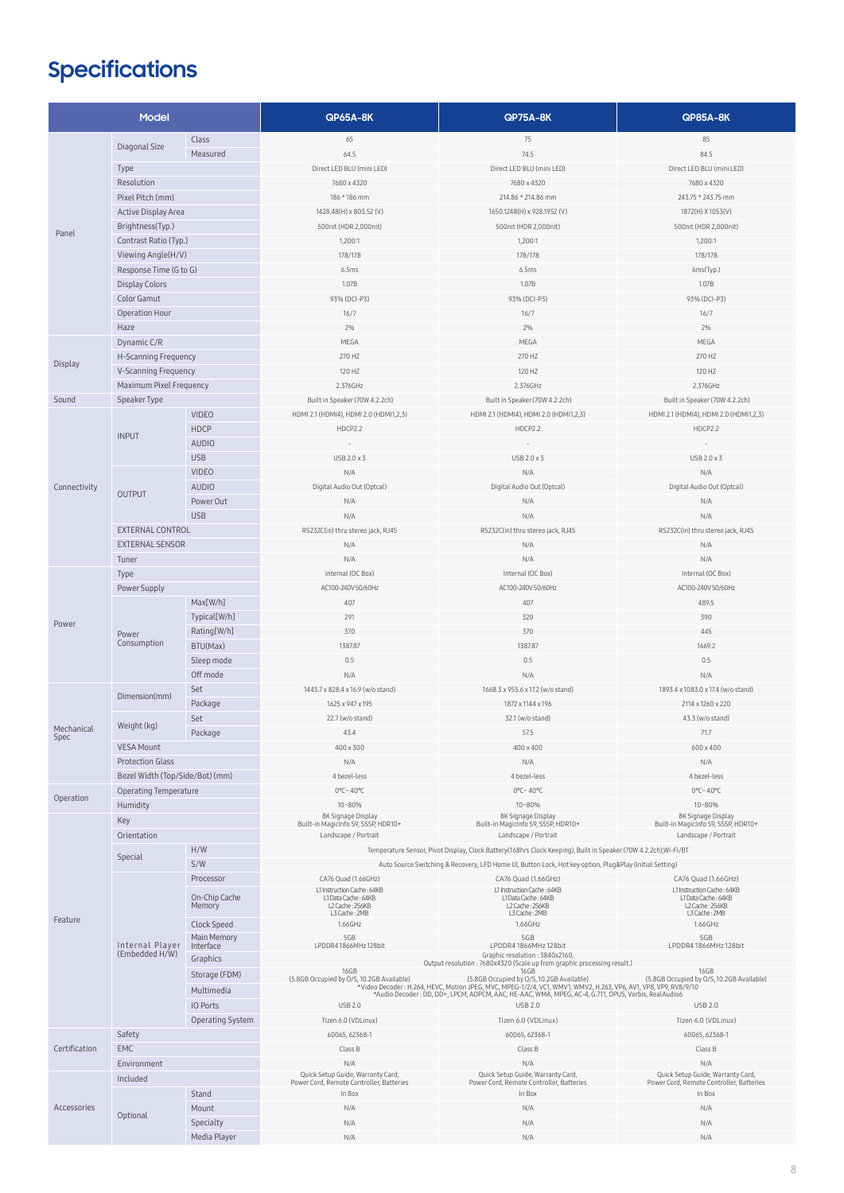# Specifications

| Model | | | QP65A-8K | QP75A-8K | QP85A-8K |
|---|---|---|---|---|---|
| Panel | Diagonal Size | Class | 65 | 75 | 85 |
| | | Measured | 64.5 | 74.5 | 84.5 |
| | Type | | Direct LED BLU (mini LED) | Direct LED BLU (mini LED) | Direct LED BLU (mini LED) |
| | Resolution | | 7680 x 4320 | 7680 x 4320 | 7680 x 4320 |
| | Pixel Pitch (mm) | | 186 * 186 mm | 214.86 * 214.86 mm | 243.75 * 243.75 mm |
| | Active Display Area | | 1428.48(H) x 803.52 (V) | 1650.1248(H) x 928.1952 (V) | 1872(H) X 1053(V) |
| | Brightness(Typ.) | | 500nit (HDR 2,000nit) | 500nit (HDR 2,000nit) | 500nit (HDR 2,000nit) |
| | Contrast Ratio (Typ.) | | 1,200:1 | 1,200:1 | 1,200:1 |
| | Viewing Angle(H/V) | | 178/178 | 178/178 | 178/178 |
| | Response Time (G to G) | | 6.5ms | 6.5ms | 6ms(Typ.) |
| | Display Colors | | 1.07B | 1.07B | 1.07B |
| | Color Gamut | | 93% (DCI-P3) | 93% (DCI-P3) | 93% (DCI-P3) |
| | Operation Hour | | 16/7 | 16/7 | 16/7 |
| | Haze | | 2% | 2% | 2% |
| Display | Dynamic C/R | | MEGA | MEGA | MEGA |
| | H-Scanning Frequency | | 270 HZ | 270 HZ | 270 HZ |
| | V-Scanning Frequency | | 120 HZ | 120 HZ | 120 HZ |
| | Maximum Pixel Frequency | | 2.376GHz | 2.376GHz | 2.376GHz |
| Sound | Speaker Type | | Built in Speaker (70W 4.2.2ch) | Built in Speaker (70W 4.2.2ch) | Built in Speaker (70W 4.2.2ch) |
| Connectivity | INPUT | VIDEO | HDMI 2.1 (HDMI4), HDMI 2.0 (HDMI1,2,3) | HDMI 2.1 (HDMI4), HDMI 2.0 (HDMI1,2,3) | HDMI 2.1 (HDMI4), HDMI 2.0 (HDMI1,2,3) |
| | | HDCP | HDCP2.2 | HDCP2.2 | HDCP2.2 |
| | | AUDIO | - | - | - |
| | | USB | USB 2.0 x 3 | USB 2.0 x 3 | USB 2.0 x 3 |
| | OUTPUT | VIDEO | N/A | N/A | N/A |
| | | AUDIO | Digital Audio Out (Optcal) | Digital Audio Out (Optcal) | Digital Audio Out (Optcal) |
| | | Power Out | N/A | N/A | N/A |
| | | USB | N/A | N/A | N/A |
| | EXTERNAL CONTROL | | RS232C(in) thru stereo jack, RJ45 | RS232C(in) thru stereo jack, RJ45 | RS232C(in) thru stereo jack, RJ45 |
| | EXTERNAL SENSOR | | N/A | N/A | N/A |
| | Tuner | | N/A | N/A | N/A |
| Power | Type | | Internal (OC Box) | Internal (OC Box) | Internal (OC Box) |
| | Power Supply | | AC100-240V 50/60Hz | AC100-240V 50/60Hz | AC100-240V 50/60Hz |
| | Power Consumption | Max[W/h] | 407 | 407 | 489.5 |
| | | Typical[W/h] | 291 | 320 | 390 |
| | | Rating[W/h] | 370 | 370 | 445 |
| | | BTU(Max) | 1387.87 | 1387.87 | 1669.2 |
| | | Sleep mode | 0.5 | 0.5 | 0.5 |
| | | Off mode | N/A | N/A | N/A |
| Mechanical Spec | Dimension(mm) | Set | 1443.7 x 828.4 x 16.9 (w/o stand) | 1668.3 x 955.6 x 17.2 (w/o stand) | 1893.4 x 1083.0 x 17.4 (w/o stand) |
| | | Package | 1625 x 947 x 195 | 1872 x 1144 x 196 | 2114 x 1260 x 220 |
| | Weight (kg) | Set | 22.7 (w/o stand) | 32.1 (w/o stand) | 43.3 (w/o stand) |
| | | Package | 43.4 | 57.5 | 71.7 |
| | VESA Mount | | 400 x 300 | 400 x 400 | 600 x 400 |
| | Protection Glass | | N/A | N/A | N/A |
| | Bezel Width (Top/Side/Bot) (mm) | | 4 bezel-less | 4 bezel-less | 4 bezel-less |
| Operation | Operating Temperature | | 0℃~ 40℃ | 0℃~ 40℃ | 0℃~ 40℃ |
| | Humidity | | 10~80% | 10~80% | 10~80% |
| Feature | Key | | 8K Signage Display Built-in MagicInfo S9, SSSP, HDR10+ | 8K Signage Display Built-in MagicInfo S9, SSSP, HDR10+ | 8K Signage Display Built-in MagicInfo S9, SSSP, HDR10+ |
| | Orientation | | Landscape / Portrait | Landscape / Portrait | Landscape / Portrait |
| | Special | H/W | Temperature Sensor, Pivot Display, Clock Battery(168hrs Clock Keeping), Built in Speaker (70W 4.2.2ch),Wi-Fi/BT | | |
| | | S/W | Auto Source Switching & Recovery, LFD Home UI, Button Lock, Hot key option, Plug&Play (Initial Setting) | | |
| | Internal Player (Embedded H/W) | Processor | CA76 Quad (1.66GHz) | CA76 Quad (1.66GHz) | CA76 Quad (1.66GHz) |
| | | On-Chip Cache Memory | L1 Instruction Cache : 64KB L1 Data Cache : 64KB L2 Cache : 256KB L3 Cache : 2MB | L1 Instruction Cache : 64KB L1 Data Cache : 64KB L2 Cache : 256KB L3 Cache : 2MB | L1 Instruction Cache : 64KB L1 Data Cache : 64KB L2 Cache : 256KB L3 Cache : 2MB |
| | | Clock Speed | 1.66GHz | 1.66GHz | 1.66GHz |
| | | Main Memory Interface | 5GB LPDDR4 1866MHz 128bit | 5GB LPDDR4 1866MHz 128bit | 5GB LPDDR4 1866MHz 128bit |
| | | Graphics | Graphic resolution : 3840x2160, Output resolution : 7680x4320 (Scale up from graphic processing result.) | | |
| | | Storage (FDM) | 16GB (5.8GB Occupied by O/S, 10.2GB Available) | 16GB (5.8GB Occupied by O/S, 10.2GB Available) | 16GB (5.8GB Occupied by O/S, 10.2GB Available) |
| | | Multimedia | *Video Decoder : H.264, HEVC, Motion JPEG, MVC, MPEG-1/2/4, VC1, WMV1, WMV2, H.263, VP6, AV1, VP8, VP9, RV8/9/10 *Audio Decoder : DD, DD+, LPCM, ADPCM, AAC, HE-AAC, WMA, MPEG, AC-4, G.711, OPUS, Vorbis, RealAudio6 | | |
| | | IO Ports | USB 2.0 | USB 2.0 | USB 2.0 |
| | | Operating System | Tizen 6.0 (VDLinux) | Tizen 6.0 (VDLinux) | Tizen 6.0 (VDLinux) |
| Certification | Safety | | 60065, 62368-1 | 60065, 62368-1 | 60065, 62368-1 |
| | EMC | | Class B | Class B | Class B |
| | Environment | | N/A | N/A | N/A |
| Accessories | Included | | Quick Setup Guide, Warranty Card, Power Cord, Remote Controller, Batteries | Quick Setup Guide, Warranty Card, Power Cord, Remote Controller, Batteries | Quick Setup Guide, Warranty Card, Power Cord, Remote Controller, Batteries |
| | Optional | Stand | In Box | In Box | In Box |
| | | Mount | N/A | N/A | N/A |
| | | Specialty | N/A | N/A | N/A |
| | | Media Player | N/A | N/A | N/A |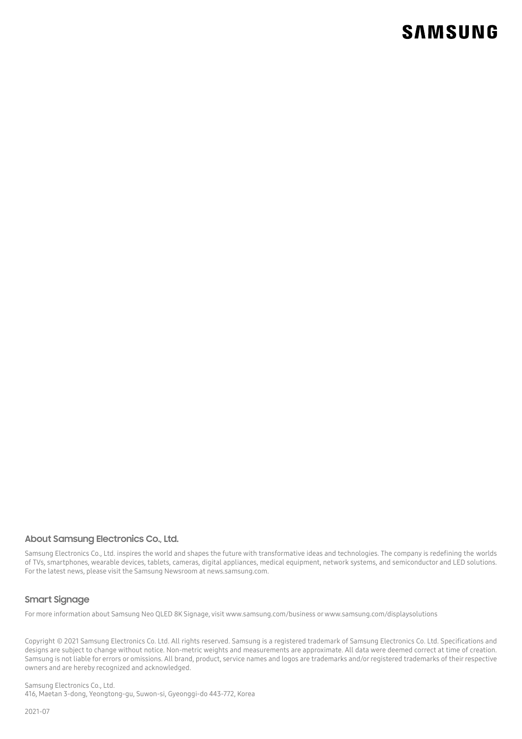SAMSUNG

## About Samsung Electronics Co., Ltd.

Samsung Electronics Co., Ltd. inspires the world and shapes the future with transformative ideas and technologies. The company is redefining the worlds of TVs, smartphones, wearable devices, tablets, cameras, digital appliances, medical equipment, network systems, and semiconductor and LED solutions. For the latest news, please visit the Samsung Newsroom at news.samsung.com.

## Smart Signage

For more information about Samsung Neo QLED 8K Signage, visit www.samsung.com/business or www.samsung.com/displaysolutions

Copyright © 2021 Samsung Electronics Co. Ltd. All rights reserved. Samsung is a registered trademark of Samsung Electronics Co. Ltd. Specifications and designs are subject to change without notice. Non-metric weights and measurements are approximate. All data were deemed correct at time of creation. Samsung is not liable for errors or omissions. All brand, product, service names and logos are trademarks and/or registered trademarks of their respective owners and are hereby recognized and acknowledged.

Samsung Electronics Co., Ltd.
416, Maetan 3-dong, Yeongtong-gu, Suwon-si, Gyeonggi-do 443-772, Korea

2021-07